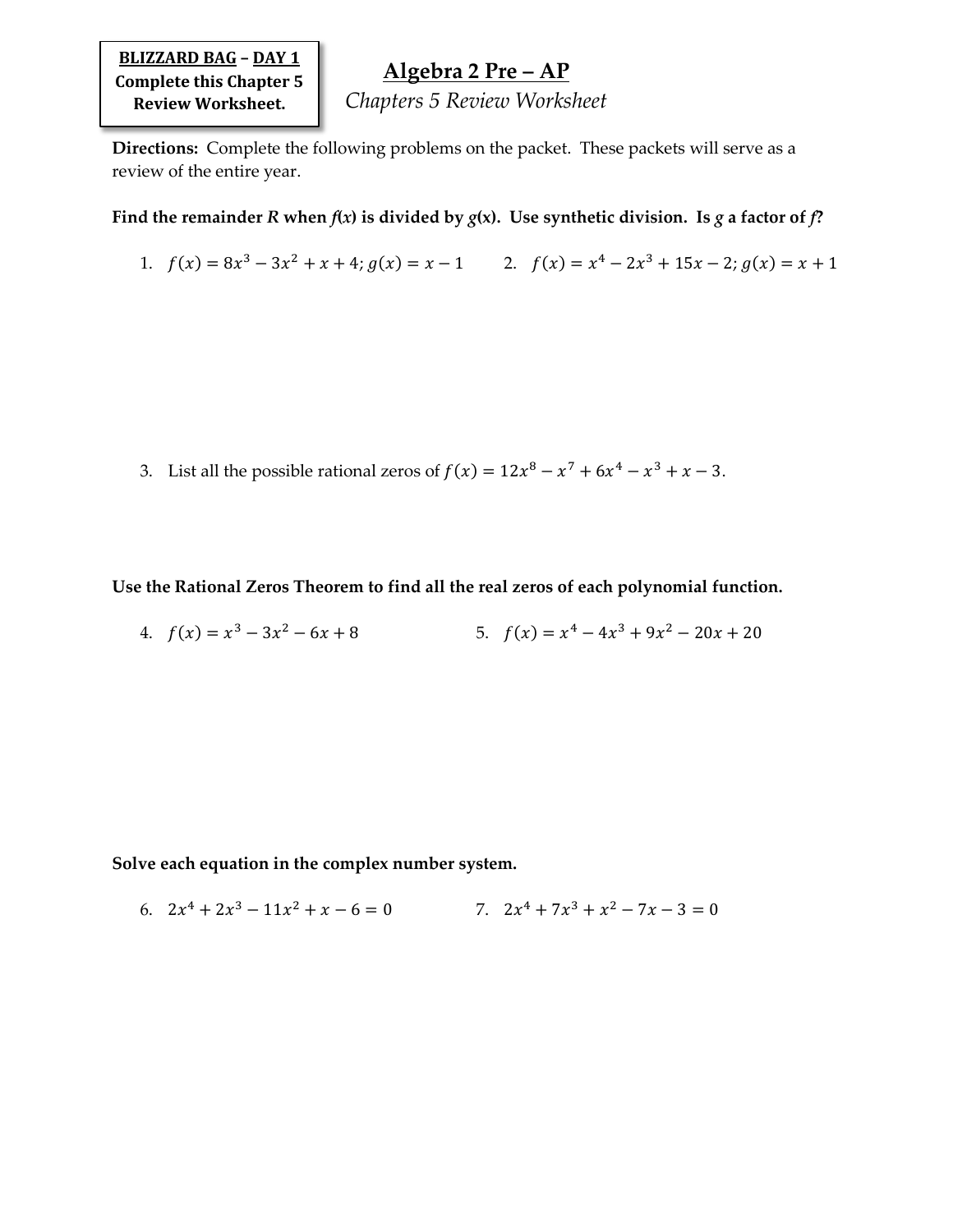**BLIZZARD BAG – DAY 1**
**Complete this Chapter 5 Review Worksheet.**

# Algebra 2 Pre – AP

*Chapters 5 Review Worksheet*

**Directions:** Complete the following problems on the packet. These packets will serve as a review of the entire year.

**Find the remainder *R* when *f*(*x*) is divided by *g*(*x*). Use synthetic division. Is *g* a factor of *f*?**

1. $f(x) = 8x^3 - 3x^2 + x + 4;\, g(x) = x - 1$

2. $f(x) = x^4 - 2x^3 + 15x - 2;\, g(x) = x + 1$

3. List all the possible rational zeros of $f(x) = 12x^8 - x^7 + 6x^4 - x^3 + x - 3$.

**Use the Rational Zeros Theorem to find all the real zeros of each polynomial function.**

4. $f(x) = x^3 - 3x^2 - 6x + 8$

5. $f(x) = x^4 - 4x^3 + 9x^2 - 20x + 20$

**Solve each equation in the complex number system.**

6. $2x^4 + 2x^3 - 11x^2 + x - 6 = 0$

7. $2x^4 + 7x^3 + x^2 - 7x - 3 = 0$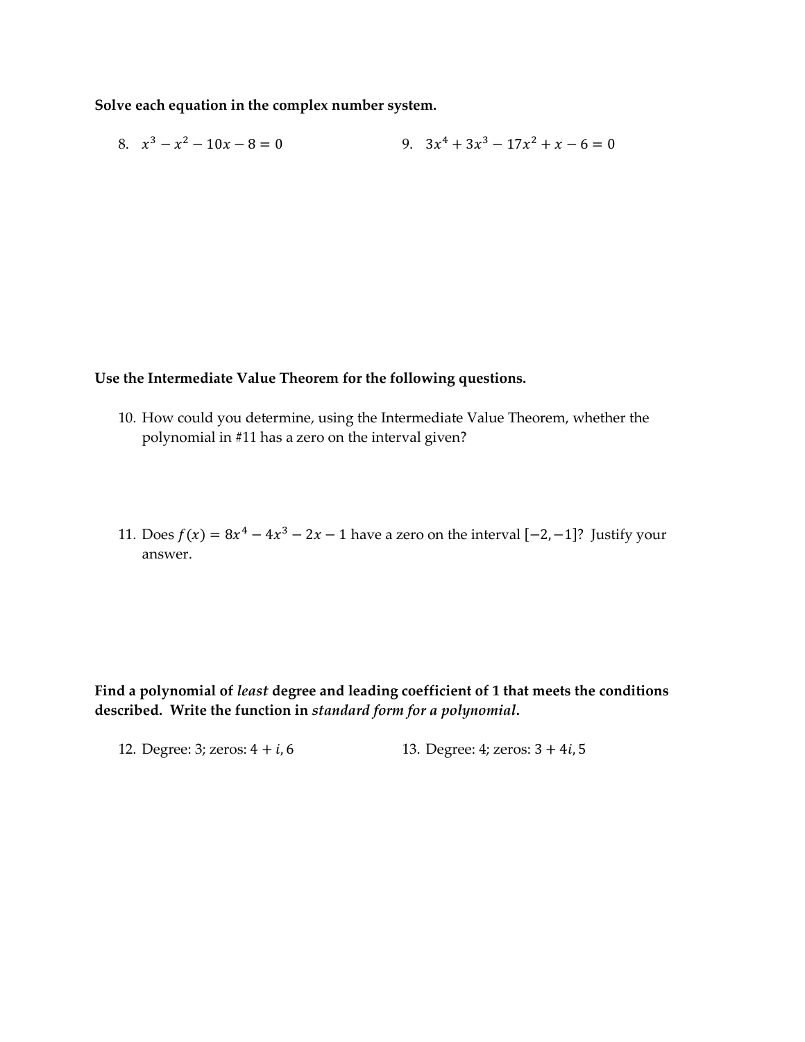**Solve each equation in the complex number system.**

8. $x^3 - x^2 - 10x - 8 = 0$

9. $3x^4 + 3x^3 - 17x^2 + x - 6 = 0$

**Use the Intermediate Value Theorem for the following questions.**

10. How could you determine, using the Intermediate Value Theorem, whether the polynomial in #11 has a zero on the interval given?

11. Does $f(x) = 8x^4 - 4x^3 - 2x - 1$ have a zero on the interval $[-2, -1]$? Justify your answer.

**Find a polynomial of *least* degree and leading coefficient of 1 that meets the conditions described. Write the function in *standard form for a polynomial*.**

12. Degree: 3; zeros: $4 + i, 6$

13. Degree: 4; zeros: $3 + 4i, 5$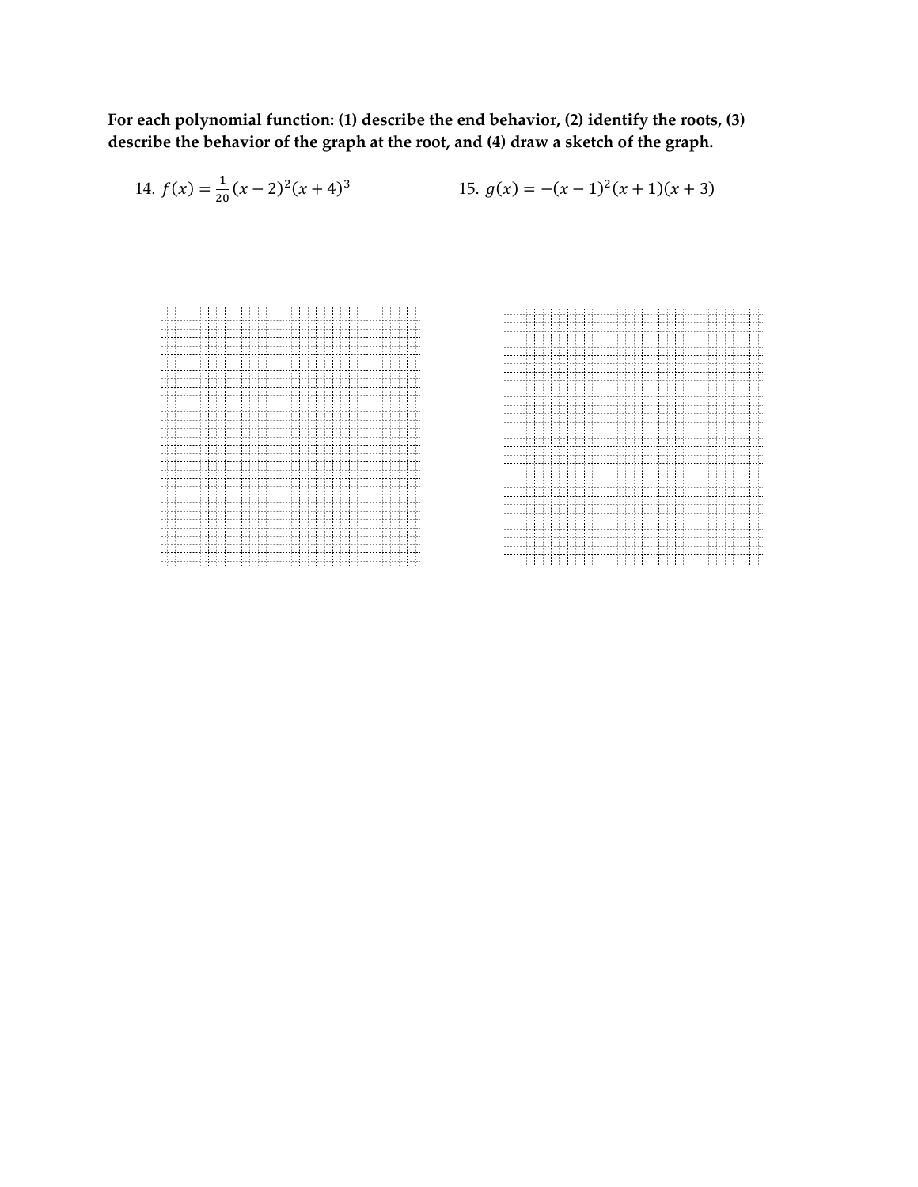**For each polynomial function: (1) describe the end behavior, (2) identify the roots, (3) describe the behavior of the graph at the root, and (4) draw a sketch of the graph.**

14. $f(x) = \frac{1}{20}(x-2)^2(x+4)^3$

15. $g(x) = -(x-1)^2(x+1)(x+3)$